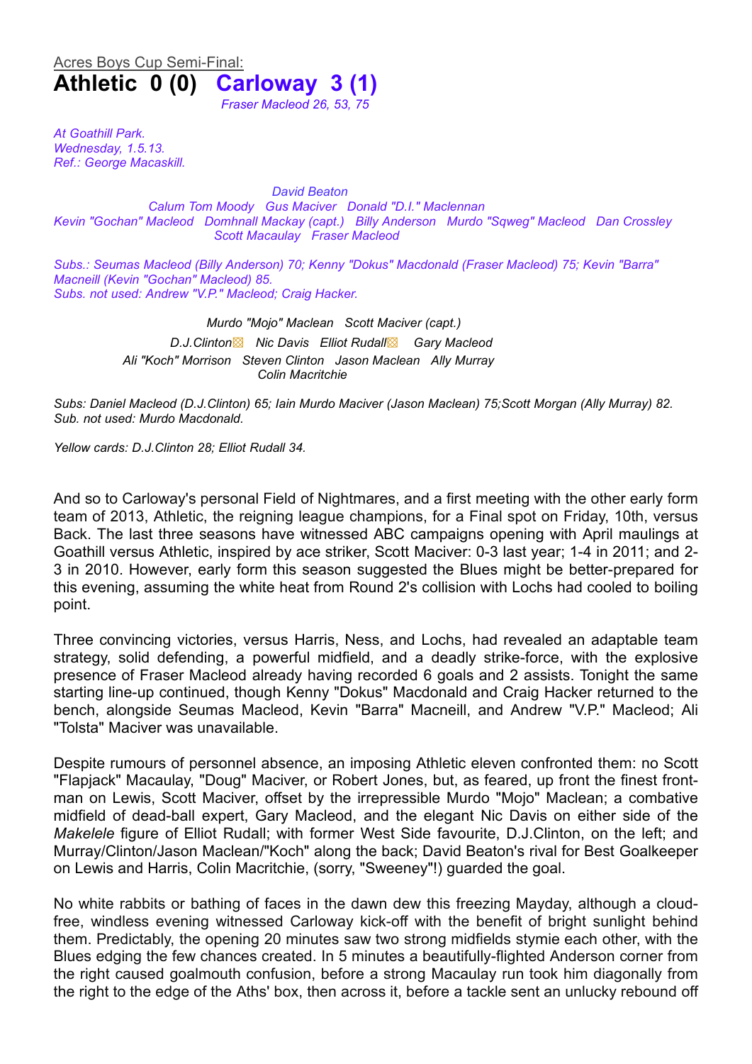Acres Boys Cup Semi-Final:

# Athletic 0 (0) Carloway 3 (1)

*Fraser Macleod 26, 53, 75*

*At Goathill Park.*
*Wednesday, 1.5.13.*
*Ref.: George Macaskill.*

*David Beaton*
*Calum Tom Moody Gus Maciver Donald "D.I." Maclennan*
*Kevin "Gochan" Macleod Domhnall Mackay (capt.) Billy Anderson Murdo "Sqweg" Macleod Dan Crossley*
*Scott Macaulay Fraser Macleod*

*Subs.: Seumas Macleod (Billy Anderson) 70; Kenny "Dokus" Macdonald (Fraser Macleod) 75; Kevin "Barra" Macneill (Kevin "Gochan" Macleod) 85.*
*Subs. not used: Andrew "V.P." Macleod; Craig Hacker.*

*Murdo "Mojo" Maclean Scott Maciver (capt.)*
*D.J.Clinton Nic Davis Elliot Rudall Gary Macleod*
*Ali "Koch" Morrison Steven Clinton Jason Maclean Ally Murray*
*Colin Macritchie*

*Subs: Daniel Macleod (D.J.Clinton) 65; Iain Murdo Maciver (Jason Maclean) 75;Scott Morgan (Ally Murray) 82.*
*Sub. not used: Murdo Macdonald.*

*Yellow cards: D.J.Clinton 28; Elliot Rudall 34.*

And so to Carloway's personal Field of Nightmares, and a first meeting with the other early form team of 2013, Athletic, the reigning league champions, for a Final spot on Friday, 10th, versus Back. The last three seasons have witnessed ABC campaigns opening with April maulings at Goathill versus Athletic, inspired by ace striker, Scott Maciver: 0-3 last year; 1-4 in 2011; and 2-3 in 2010. However, early form this season suggested the Blues might be better-prepared for this evening, assuming the white heat from Round 2's collision with Lochs had cooled to boiling point.

Three convincing victories, versus Harris, Ness, and Lochs, had revealed an adaptable team strategy, solid defending, a powerful midfield, and a deadly strike-force, with the explosive presence of Fraser Macleod already having recorded 6 goals and 2 assists. Tonight the same starting line-up continued, though Kenny "Dokus" Macdonald and Craig Hacker returned to the bench, alongside Seumas Macleod, Kevin "Barra" Macneill, and Andrew "V.P." Macleod; Ali "Tolsta" Maciver was unavailable.

Despite rumours of personnel absence, an imposing Athletic eleven confronted them: no Scott "Flapjack" Macaulay, "Doug" Maciver, or Robert Jones, but, as feared, up front the finest front-man on Lewis, Scott Maciver, offset by the irrepressible Murdo "Mojo" Maclean; a combative midfield of dead-ball expert, Gary Macleod, and the elegant Nic Davis on either side of the *Makelele* figure of Elliot Rudall; with former West Side favourite, D.J.Clinton, on the left; and Murray/Clinton/Jason Maclean/"Koch" along the back; David Beaton's rival for Best Goalkeeper on Lewis and Harris, Colin Macritchie, (sorry, "Sweeney"!) guarded the goal.

No white rabbits or bathing of faces in the dawn dew this freezing Mayday, although a cloud-free, windless evening witnessed Carloway kick-off with the benefit of bright sunlight behind them. Predictably, the opening 20 minutes saw two strong midfields stymie each other, with the Blues edging the few chances created. In 5 minutes a beautifully-flighted Anderson corner from the right caused goalmouth confusion, before a strong Macaulay run took him diagonally from the right to the edge of the Aths' box, then across it, before a tackle sent an unlucky rebound off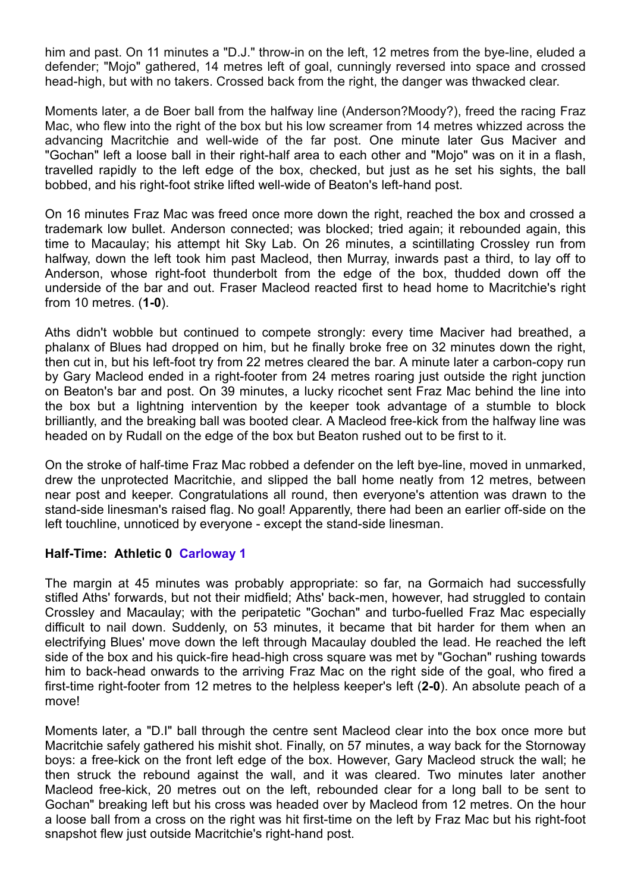him and past. On 11 minutes a "D.J." throw-in on the left, 12 metres from the bye-line, eluded a defender; "Mojo" gathered, 14 metres left of goal, cunningly reversed into space and crossed head-high, but with no takers. Crossed back from the right, the danger was thwacked clear.

Moments later, a de Boer ball from the halfway line (Anderson?Moody?), freed the racing Fraz Mac, who flew into the right of the box but his low screamer from 14 metres whizzed across the advancing Macritchie and well-wide of the far post. One minute later Gus Maciver and "Gochan" left a loose ball in their right-half area to each other and "Mojo" was on it in a flash, travelled rapidly to the left edge of the box, checked, but just as he set his sights, the ball bobbed, and his right-foot strike lifted well-wide of Beaton's left-hand post.

On 16 minutes Fraz Mac was freed once more down the right, reached the box and crossed a trademark low bullet. Anderson connected; was blocked; tried again; it rebounded again, this time to Macaulay; his attempt hit Sky Lab. On 26 minutes, a scintillating Crossley run from halfway, down the left took him past Macleod, then Murray, inwards past a third, to lay off to Anderson, whose right-foot thunderbolt from the edge of the box, thudded down off the underside of the bar and out. Fraser Macleod reacted first to head home to Macritchie's right from 10 metres. (**1-0**).

Aths didn't wobble but continued to compete strongly: every time Maciver had breathed, a phalanx of Blues had dropped on him, but he finally broke free on 32 minutes down the right, then cut in, but his left-foot try from 22 metres cleared the bar. A minute later a carbon-copy run by Gary Macleod ended in a right-footer from 24 metres roaring just outside the right junction on Beaton's bar and post. On 39 minutes, a lucky ricochet sent Fraz Mac behind the line into the box but a lightning intervention by the keeper took advantage of a stumble to block brilliantly, and the breaking ball was booted clear. A Macleod free-kick from the halfway line was headed on by Rudall on the edge of the box but Beaton rushed out to be first to it.

On the stroke of half-time Fraz Mac robbed a defender on the left bye-line, moved in unmarked, drew the unprotected Macritchie, and slipped the ball home neatly from 12 metres, between near post and keeper. Congratulations all round, then everyone's attention was drawn to the stand-side linesman's raised flag. No goal! Apparently, there had been an earlier off-side on the left touchline, unnoticed by everyone - except the stand-side linesman.

**Half-Time: Athletic 0 Carloway 1**

The margin at 45 minutes was probably appropriate: so far, na Gormaich had successfully stifled Aths' forwards, but not their midfield; Aths' back-men, however, had struggled to contain Crossley and Macaulay; with the peripatetic "Gochan" and turbo-fuelled Fraz Mac especially difficult to nail down. Suddenly, on 53 minutes, it became that bit harder for them when an electrifying Blues' move down the left through Macaulay doubled the lead. He reached the left side of the box and his quick-fire head-high cross square was met by "Gochan" rushing towards him to back-head onwards to the arriving Fraz Mac on the right side of the goal, who fired a first-time right-footer from 12 metres to the helpless keeper's left (**2-0**). An absolute peach of a move!

Moments later, a "D.I" ball through the centre sent Macleod clear into the box once more but Macritchie safely gathered his mishit shot. Finally, on 57 minutes, a way back for the Stornoway boys: a free-kick on the front left edge of the box. However, Gary Macleod struck the wall; he then struck the rebound against the wall, and it was cleared. Two minutes later another Macleod free-kick, 20 metres out on the left, rebounded clear for a long ball to be sent to Gochan" breaking left but his cross was headed over by Macleod from 12 metres. On the hour a loose ball from a cross on the right was hit first-time on the left by Fraz Mac but his right-foot snapshot flew just outside Macritchie's right-hand post.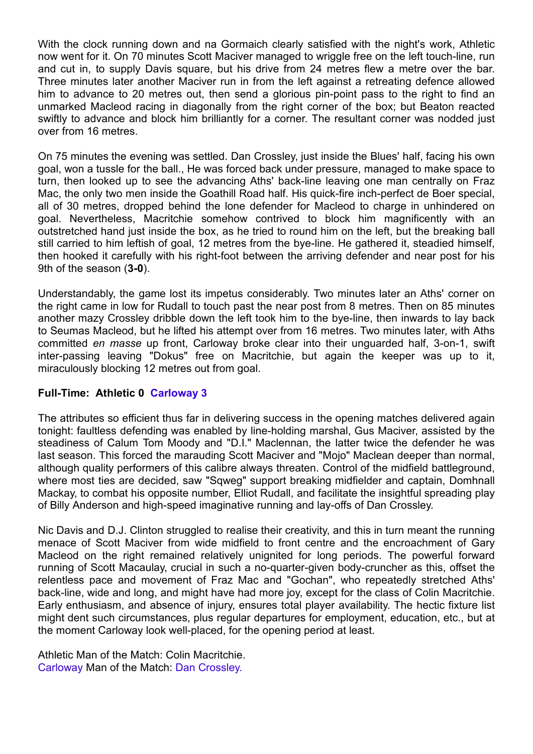With the clock running down and na Gormaich clearly satisfied with the night's work, Athletic now went for it. On 70 minutes Scott Maciver managed to wriggle free on the left touch-line, run and cut in, to supply Davis square, but his drive from 24 metres flew a metre over the bar. Three minutes later another Maciver run in from the left against a retreating defence allowed him to advance to 20 metres out, then send a glorious pin-point pass to the right to find an unmarked Macleod racing in diagonally from the right corner of the box; but Beaton reacted swiftly to advance and block him brilliantly for a corner. The resultant corner was nodded just over from 16 metres.

On 75 minutes the evening was settled. Dan Crossley, just inside the Blues' half, facing his own goal, won a tussle for the ball., He was forced back under pressure, managed to make space to turn, then looked up to see the advancing Aths' back-line leaving one man centrally on Fraz Mac, the only two men inside the Goathill Road half. His quick-fire inch-perfect de Boer special, all of 30 metres, dropped behind the lone defender for Macleod to charge in unhindered on goal. Nevertheless, Macritchie somehow contrived to block him magnificently with an outstretched hand just inside the box, as he tried to round him on the left, but the breaking ball still carried to him leftish of goal, 12 metres from the bye-line. He gathered it, steadied himself, then hooked it carefully with his right-foot between the arriving defender and near post for his 9th of the season (**3-0**).

Understandably, the game lost its impetus considerably. Two minutes later an Aths' corner on the right came in low for Rudall to touch past the near post from 8 metres. Then on 85 minutes another mazy Crossley dribble down the left took him to the bye-line, then inwards to lay back to Seumas Macleod, but he lifted his attempt over from 16 metres. Two minutes later, with Aths committed *en masse* up front, Carloway broke clear into their unguarded half, 3-on-1, swift inter-passing leaving "Dokus" free on Macritchie, but again the keeper was up to it, miraculously blocking 12 metres out from goal.

**Full-Time: Athletic 0 Carloway 3**

The attributes so efficient thus far in delivering success in the opening matches delivered again tonight: faultless defending was enabled by line-holding marshal, Gus Maciver, assisted by the steadiness of Calum Tom Moody and "D.I." Maclennan, the latter twice the defender he was last season. This forced the marauding Scott Maciver and "Mojo" Maclean deeper than normal, although quality performers of this calibre always threaten. Control of the midfield battleground, where most ties are decided, saw "Sqweg" support breaking midfielder and captain, Domhnall Mackay, to combat his opposite number, Elliot Rudall, and facilitate the insightful spreading play of Billy Anderson and high-speed imaginative running and lay-offs of Dan Crossley.

Nic Davis and D.J. Clinton struggled to realise their creativity, and this in turn meant the running menace of Scott Maciver from wide midfield to front centre and the encroachment of Gary Macleod on the right remained relatively unignited for long periods. The powerful forward running of Scott Macaulay, crucial in such a no-quarter-given body-cruncher as this, offset the relentless pace and movement of Fraz Mac and "Gochan", who repeatedly stretched Aths' back-line, wide and long, and might have had more joy, except for the class of Colin Macritchie. Early enthusiasm, and absence of injury, ensures total player availability. The hectic fixture list might dent such circumstances, plus regular departures for employment, education, etc., but at the moment Carloway look well-placed, for the opening period at least.

Athletic Man of the Match: Colin Macritchie.
Carloway Man of the Match: Dan Crossley.